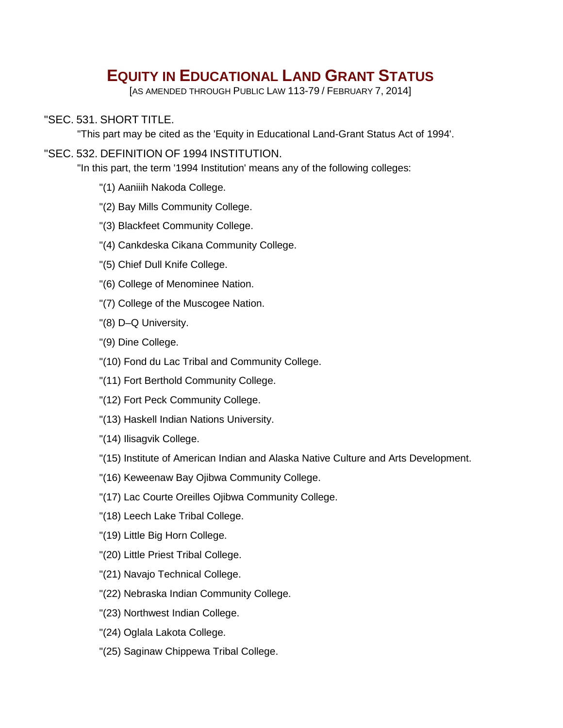# EQUITY IN EDUCATIONAL LAND GRANT STATUS

[AS AMENDED THROUGH PUBLIC LAW 113-79 / FEBRUARY 7, 2014]

"SEC. 531. SHORT TITLE.

"This part may be cited as the 'Equity in Educational Land-Grant Status Act of 1994'.

"SEC. 532. DEFINITION OF 1994 INSTITUTION.

"In this part, the term '1994 Institution' means any of the following colleges:

"(1) Aaniiih Nakoda College.

"(2) Bay Mills Community College.

"(3) Blackfeet Community College.

"(4) Cankdeska Cikana Community College.

"(5) Chief Dull Knife College.

"(6) College of Menominee Nation.

"(7) College of the Muscogee Nation.

"(8) D–Q University.

"(9) Dine College.

"(10) Fond du Lac Tribal and Community College.

"(11) Fort Berthold Community College.

"(12) Fort Peck Community College.

"(13) Haskell Indian Nations University.

"(14) Ilisagvik College.

"(15) Institute of American Indian and Alaska Native Culture and Arts Development.

"(16) Keweenaw Bay Ojibwa Community College.

"(17) Lac Courte Oreilles Ojibwa Community College.

"(18) Leech Lake Tribal College.

"(19) Little Big Horn College.

"(20) Little Priest Tribal College.

"(21) Navajo Technical College.

"(22) Nebraska Indian Community College.

"(23) Northwest Indian College.

"(24) Oglala Lakota College.

"(25) Saginaw Chippewa Tribal College.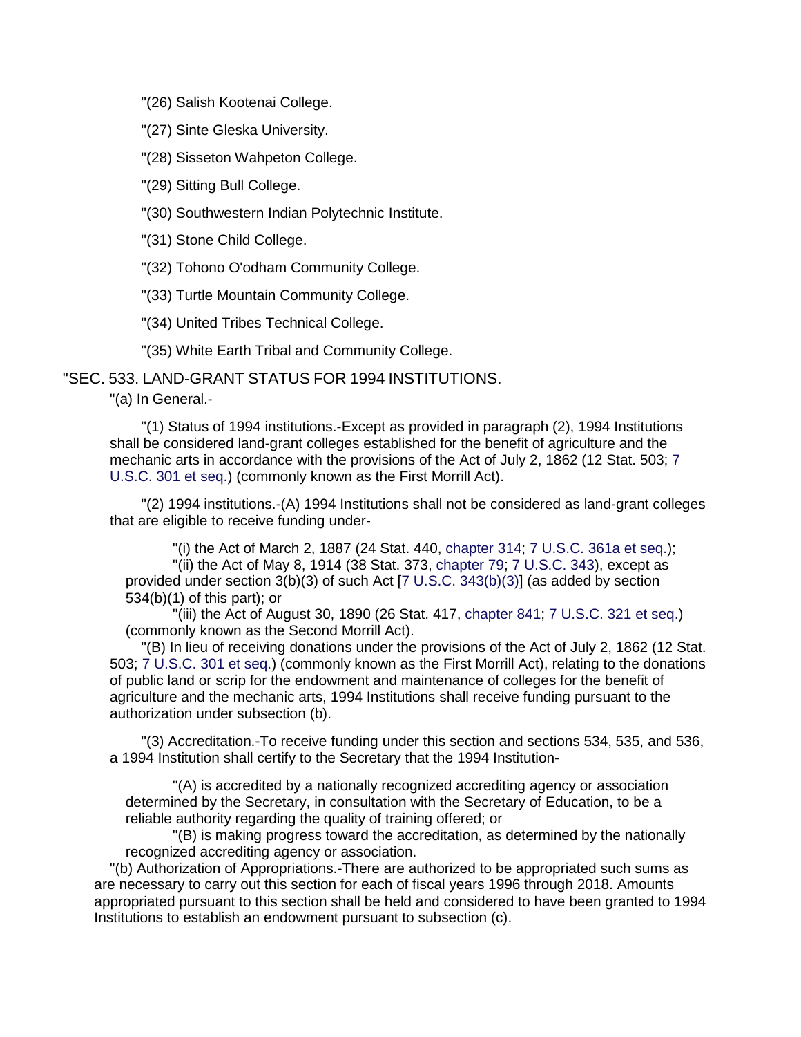"(26) Salish Kootenai College.

"(27) Sinte Gleska University.

"(28) Sisseton Wahpeton College.

"(29) Sitting Bull College.

"(30) Southwestern Indian Polytechnic Institute.

"(31) Stone Child College.

"(32) Tohono O'odham Community College.

"(33) Turtle Mountain Community College.

"(34) United Tribes Technical College.

"(35) White Earth Tribal and Community College.

"SEC. 533. LAND-GRANT STATUS FOR 1994 INSTITUTIONS.

"(a) In General.-

"(1) Status of 1994 institutions.-Except as provided in paragraph (2), 1994 Institutions shall be considered land-grant colleges established for the benefit of agriculture and the mechanic arts in accordance with the provisions of the Act of July 2, 1862 (12 Stat. 503; 7 U.S.C. 301 et seq.) (commonly known as the First Morrill Act).

"(2) 1994 institutions.-(A) 1994 Institutions shall not be considered as land-grant colleges that are eligible to receive funding under-

"(i) the Act of March 2, 1887 (24 Stat. 440, chapter 314; 7 U.S.C. 361a et seq.);
"(ii) the Act of May 8, 1914 (38 Stat. 373, chapter 79; 7 U.S.C. 343), except as provided under section 3(b)(3) of such Act [7 U.S.C. 343(b)(3)] (as added by section 534(b)(1) of this part); or
"(iii) the Act of August 30, 1890 (26 Stat. 417, chapter 841; 7 U.S.C. 321 et seq.) (commonly known as the Second Morrill Act).

"(B) In lieu of receiving donations under the provisions of the Act of July 2, 1862 (12 Stat. 503; 7 U.S.C. 301 et seq.) (commonly known as the First Morrill Act), relating to the donations of public land or scrip for the endowment and maintenance of colleges for the benefit of agriculture and the mechanic arts, 1994 Institutions shall receive funding pursuant to the authorization under subsection (b).

"(3) Accreditation.-To receive funding under this section and sections 534, 535, and 536, a 1994 Institution shall certify to the Secretary that the 1994 Institution-

"(A) is accredited by a nationally recognized accrediting agency or association determined by the Secretary, in consultation with the Secretary of Education, to be a reliable authority regarding the quality of training offered; or
"(B) is making progress toward the accreditation, as determined by the nationally recognized accrediting agency or association.

"(b) Authorization of Appropriations.-There are authorized to be appropriated such sums as are necessary to carry out this section for each of fiscal years 1996 through 2018. Amounts appropriated pursuant to this section shall be held and considered to have been granted to 1994 Institutions to establish an endowment pursuant to subsection (c).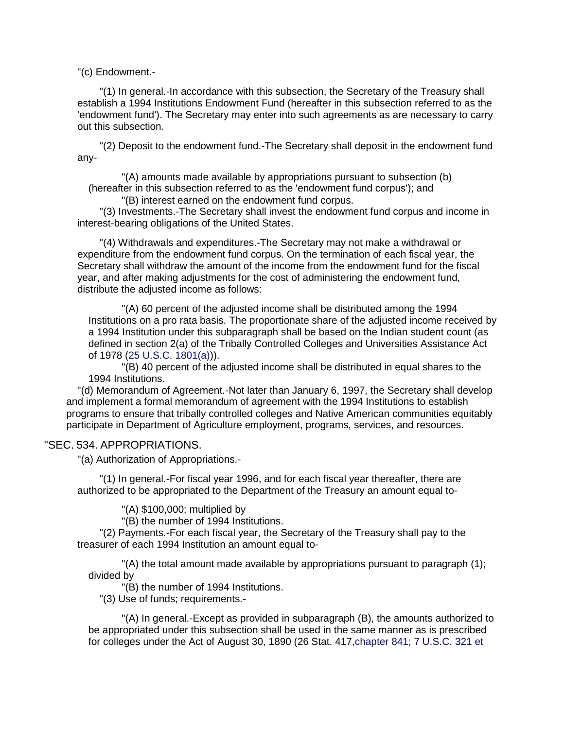"(c) Endowment.-

"(1) In general.-In accordance with this subsection, the Secretary of the Treasury shall establish a 1994 Institutions Endowment Fund (hereafter in this subsection referred to as the 'endowment fund'). The Secretary may enter into such agreements as are necessary to carry out this subsection.

"(2) Deposit to the endowment fund.-The Secretary shall deposit in the endowment fund any-

"(A) amounts made available by appropriations pursuant to subsection (b) (hereafter in this subsection referred to as the 'endowment fund corpus'); and

"(B) interest earned on the endowment fund corpus.

"(3) Investments.-The Secretary shall invest the endowment fund corpus and income in interest-bearing obligations of the United States.

"(4) Withdrawals and expenditures.-The Secretary may not make a withdrawal or expenditure from the endowment fund corpus. On the termination of each fiscal year, the Secretary shall withdraw the amount of the income from the endowment fund for the fiscal year, and after making adjustments for the cost of administering the endowment fund, distribute the adjusted income as follows:

"(A) 60 percent of the adjusted income shall be distributed among the 1994 Institutions on a pro rata basis. The proportionate share of the adjusted income received by a 1994 Institution under this subparagraph shall be based on the Indian student count (as defined in section 2(a) of the Tribally Controlled Colleges and Universities Assistance Act of 1978 (25 U.S.C. 1801(a))).

"(B) 40 percent of the adjusted income shall be distributed in equal shares to the 1994 Institutions.

"(d) Memorandum of Agreement.-Not later than January 6, 1997, the Secretary shall develop and implement a formal memorandum of agreement with the 1994 Institutions to establish programs to ensure that tribally controlled colleges and Native American communities equitably participate in Department of Agriculture employment, programs, services, and resources.

"SEC. 534. APPROPRIATIONS.

"(a) Authorization of Appropriations.-

"(1) In general.-For fiscal year 1996, and for each fiscal year thereafter, there are authorized to be appropriated to the Department of the Treasury an amount equal to-

"(A) $100,000; multiplied by

"(B) the number of 1994 Institutions.

"(2) Payments.-For each fiscal year, the Secretary of the Treasury shall pay to the treasurer of each 1994 Institution an amount equal to-

"(A) the total amount made available by appropriations pursuant to paragraph (1); divided by

"(B) the number of 1994 Institutions.

"(3) Use of funds; requirements.-

"(A) In general.-Except as provided in subparagraph (B), the amounts authorized to be appropriated under this subsection shall be used in the same manner as is prescribed for colleges under the Act of August 30, 1890 (26 Stat. 417, chapter 841; 7 U.S.C. 321 et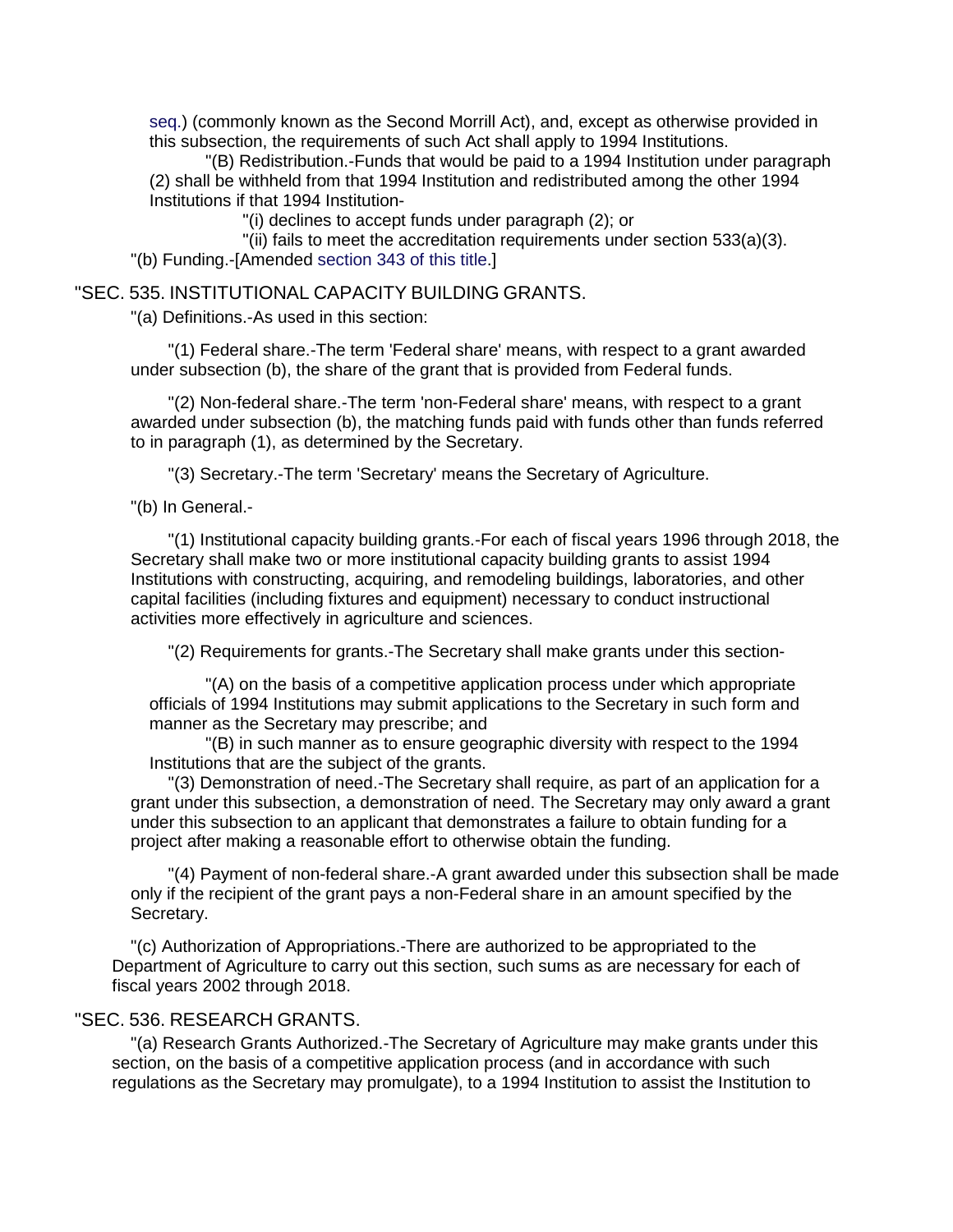seq.) (commonly known as the Second Morrill Act), and, except as otherwise provided in this subsection, the requirements of such Act shall apply to 1994 Institutions.

"(B) Redistribution.-Funds that would be paid to a 1994 Institution under paragraph (2) shall be withheld from that 1994 Institution and redistributed among the other 1994 Institutions if that 1994 Institution-

"(i) declines to accept funds under paragraph (2); or

"(ii) fails to meet the accreditation requirements under section 533(a)(3).

"(b) Funding.-[Amended section 343 of this title.]

"SEC. 535. INSTITUTIONAL CAPACITY BUILDING GRANTS.

"(a) Definitions.-As used in this section:

"(1) Federal share.-The term 'Federal share' means, with respect to a grant awarded under subsection (b), the share of the grant that is provided from Federal funds.

"(2) Non-federal share.-The term 'non-Federal share' means, with respect to a grant awarded under subsection (b), the matching funds paid with funds other than funds referred to in paragraph (1), as determined by the Secretary.

"(3) Secretary.-The term 'Secretary' means the Secretary of Agriculture.

"(b) In General.-

"(1) Institutional capacity building grants.-For each of fiscal years 1996 through 2018, the Secretary shall make two or more institutional capacity building grants to assist 1994 Institutions with constructing, acquiring, and remodeling buildings, laboratories, and other capital facilities (including fixtures and equipment) necessary to conduct instructional activities more effectively in agriculture and sciences.

"(2) Requirements for grants.-The Secretary shall make grants under this section-

"(A) on the basis of a competitive application process under which appropriate officials of 1994 Institutions may submit applications to the Secretary in such form and manner as the Secretary may prescribe; and

"(B) in such manner as to ensure geographic diversity with respect to the 1994 Institutions that are the subject of the grants.

"(3) Demonstration of need.-The Secretary shall require, as part of an application for a grant under this subsection, a demonstration of need. The Secretary may only award a grant under this subsection to an applicant that demonstrates a failure to obtain funding for a project after making a reasonable effort to otherwise obtain the funding.

"(4) Payment of non-federal share.-A grant awarded under this subsection shall be made only if the recipient of the grant pays a non-Federal share in an amount specified by the Secretary.

"(c) Authorization of Appropriations.-There are authorized to be appropriated to the Department of Agriculture to carry out this section, such sums as are necessary for each of fiscal years 2002 through 2018.

"SEC. 536. RESEARCH GRANTS.

"(a) Research Grants Authorized.-The Secretary of Agriculture may make grants under this section, on the basis of a competitive application process (and in accordance with such regulations as the Secretary may promulgate), to a 1994 Institution to assist the Institution to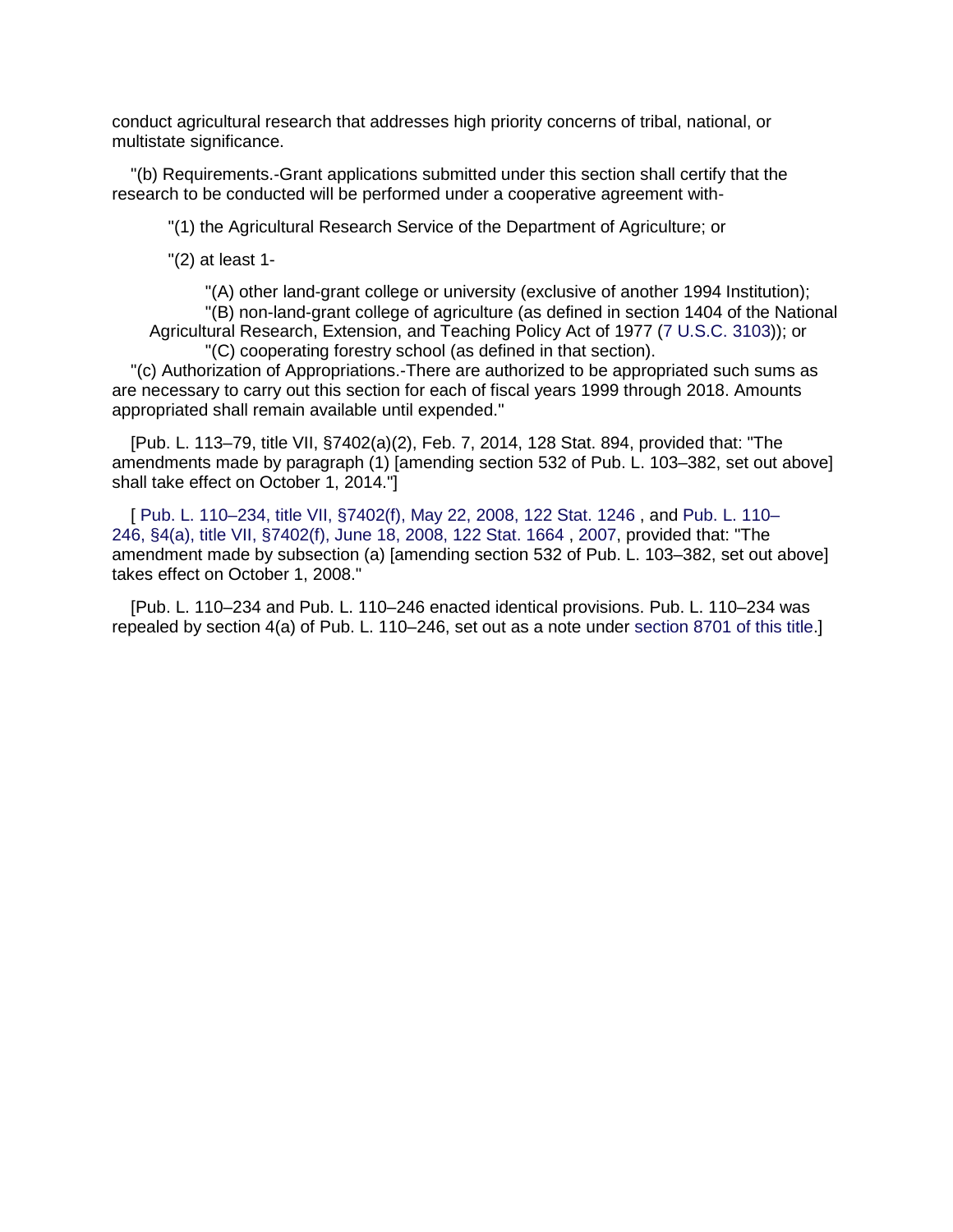conduct agricultural research that addresses high priority concerns of tribal, national, or multistate significance.

"(b) Requirements.-Grant applications submitted under this section shall certify that the research to be conducted will be performed under a cooperative agreement with-

"(1) the Agricultural Research Service of the Department of Agriculture; or

"(2) at least 1-

"(A) other land-grant college or university (exclusive of another 1994 Institution);

"(B) non-land-grant college of agriculture (as defined in section 1404 of the National Agricultural Research, Extension, and Teaching Policy Act of 1977 (7 U.S.C. 3103)); or

"(C) cooperating forestry school (as defined in that section).

"(c) Authorization of Appropriations.-There are authorized to be appropriated such sums as are necessary to carry out this section for each of fiscal years 1999 through 2018. Amounts appropriated shall remain available until expended."

[Pub. L. 113–79, title VII, §7402(a)(2), Feb. 7, 2014, 128 Stat. 894, provided that: "The amendments made by paragraph (1) [amending section 532 of Pub. L. 103–382, set out above] shall take effect on October 1, 2014."]

[ Pub. L. 110–234, title VII, §7402(f), May 22, 2008, 122 Stat. 1246 , and Pub. L. 110–246, §4(a), title VII, §7402(f), June 18, 2008, 122 Stat. 1664 , 2007, provided that: "The amendment made by subsection (a) [amending section 532 of Pub. L. 103–382, set out above] takes effect on October 1, 2008."

[Pub. L. 110–234 and Pub. L. 110–246 enacted identical provisions. Pub. L. 110–234 was repealed by section 4(a) of Pub. L. 110–246, set out as a note under section 8701 of this title.]